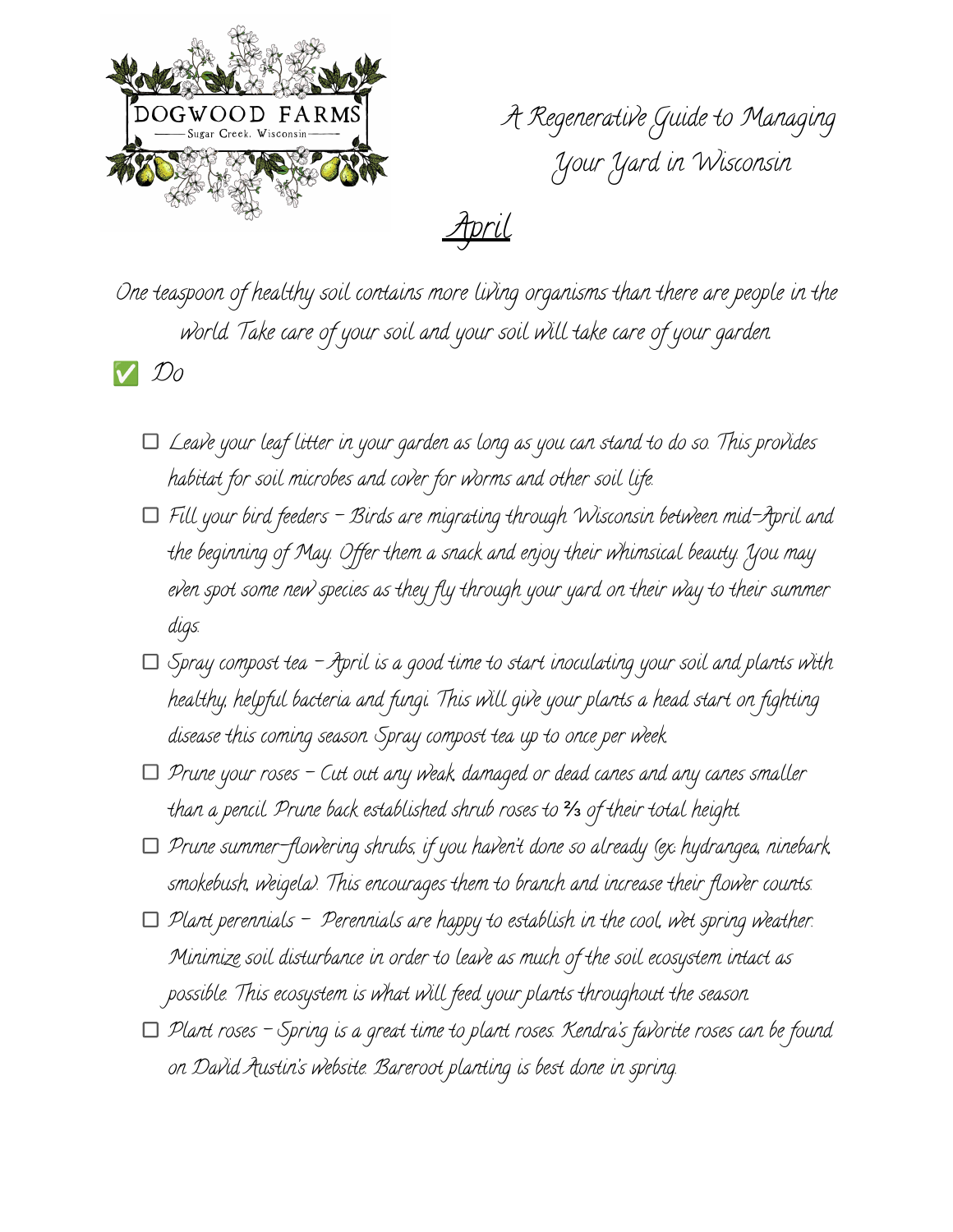DOGWOOD FARMS
Sugar Creek, Wisconsin

# A Regenerative Guide to Managing Your Yard in Wisconsin

## April

One teaspoon of healthy soil contains more living organisms than there are people in the world. Take care of your soil and your soil will take care of your garden.

✅ Do

- ☐ Leave your leaf litter in your garden as long as you can stand to do so. This provides habitat for soil microbes and cover for worms and other soil life.
- ☐ Fill your bird feeders – Birds are migrating through Wisconsin between mid-April and the beginning of May. Offer them a snack and enjoy their whimsical beauty. You may even spot some new species as they fly through your yard on their way to their summer digs.
- ☐ Spray compost tea – April is a good time to start inoculating your soil and plants with healthy, helpful bacteria and fungi. This will give your plants a head start on fighting disease this coming season. Spray compost tea up to once per week.
- ☐ Prune your roses – Cut out any weak, damaged or dead canes and any canes smaller than a pencil. Prune back established shrub roses to ⅔ of their total height.
- ☐ Prune summer-flowering shrubs, if you haven't done so already (ex: hydrangea, ninebark, smokebush, weigela). This encourages them to branch and increase their flower counts.
- ☐ Plant perennials – Perennials are happy to establish in the cool, wet spring weather. Minimize soil disturbance in order to leave as much of the soil ecosystem intact as possible. This ecosystem is what will feed your plants throughout the season.
- ☐ Plant roses – Spring is a great time to plant roses. Kendra's favorite roses can be found on David Austin's website. Bareroot planting is best done in spring.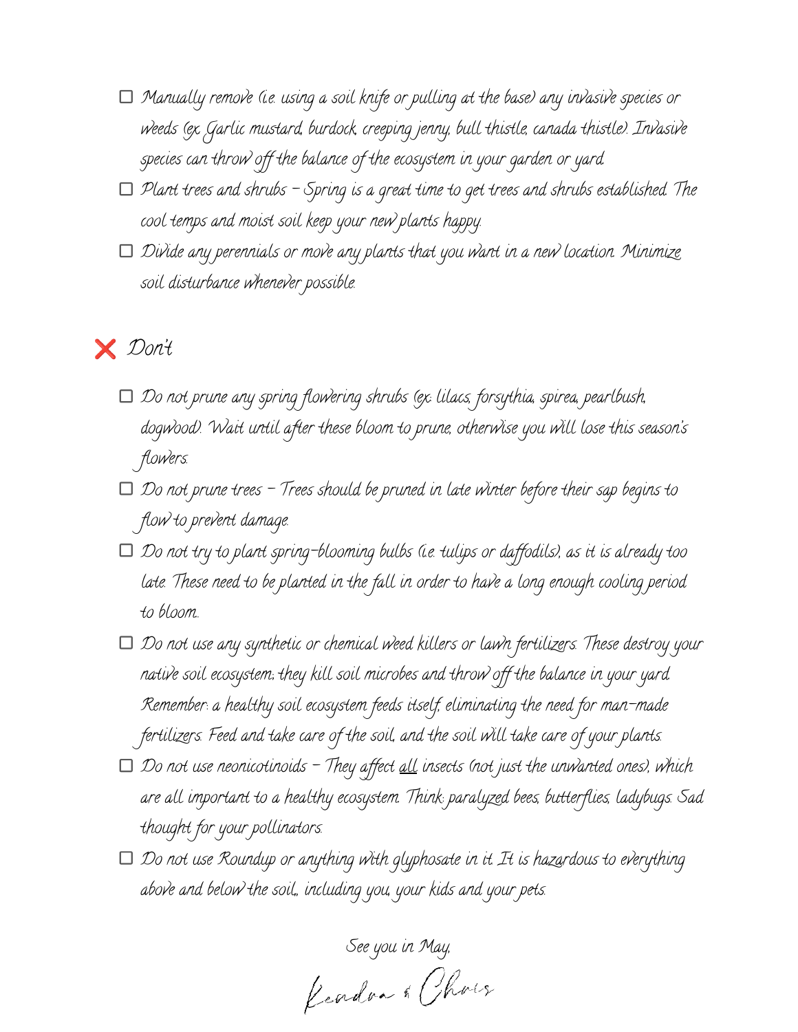- [ ] Manually remove (i.e. using a soil knife or pulling at the base) any invasive species or weeds (ex. Garlic mustard, burdock, creeping jenny, bull thistle, canada thistle). Invasive species can throw off the balance of the ecosystem in your garden or yard.
- [ ] Plant trees and shrubs – Spring is a great time to get trees and shrubs established. The cool temps and moist soil keep your new plants happy.
- [ ] Divide any perennials or move any plants that you want in a new location. Minimize soil disturbance whenever possible.

## ❌ Don't

- [ ] Do not prune any spring flowering shrubs (ex: lilacs, forsythia, spirea, pearlbush, dogwood). Wait until after these bloom to prune, otherwise you will lose this season's flowers.
- [ ] Do not prune trees – Trees should be pruned in late winter before their sap begins to flow to prevent damage.
- [ ] Do not try to plant spring-blooming bulbs (i.e. tulips or daffodils), as it is already too late. These need to be planted in the fall in order to have a long enough cooling period to bloom..
- [ ] Do not use any synthetic or chemical weed killers or lawn fertilizers. These destroy your native soil ecosystem; they kill soil microbes and throw off the balance in your yard. Remember: a healthy soil ecosystem feeds itself, eliminating the need for man-made fertilizers. Feed and take care of the soil, and the soil will take care of your plants.
- [ ] Do not use neonicotinoids – They affect <u>all</u> insects (not just the unwanted ones), which are all important to a healthy ecosystem. Think: paralyzed bees, butterflies, ladybugs. Sad thought for your pollinators.
- [ ] Do not use Roundup or anything with glyphosate in it. It is hazardous to everything above and below the soil,, including you, your kids and your pets.

See you in May,

Kendra & Chris